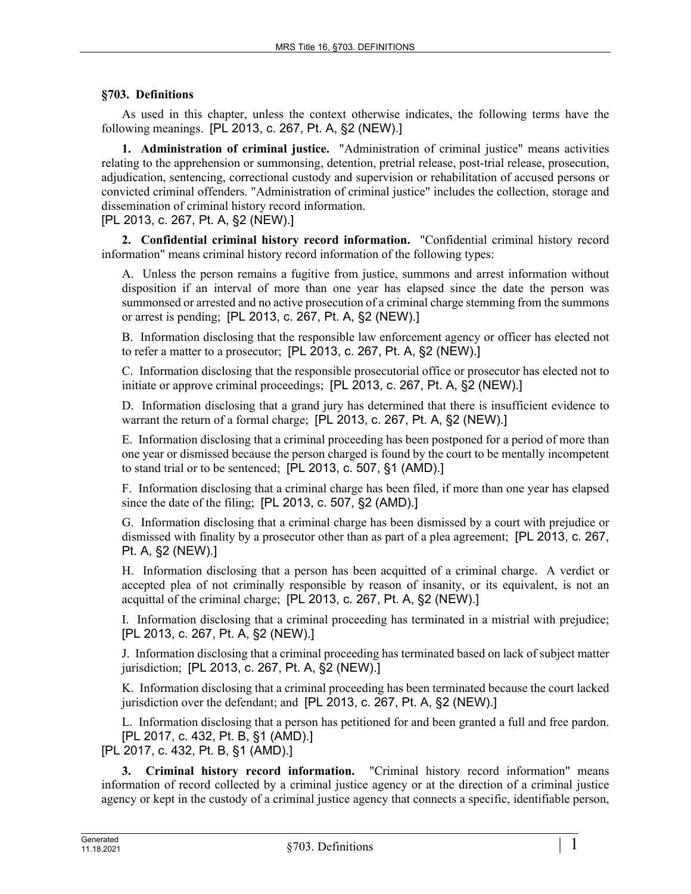## §703. Definitions

As used in this chapter, unless the context otherwise indicates, the following terms have the following meanings. [PL 2013, c. 267, Pt. A, §2 (NEW).]

**1. Administration of criminal justice.** "Administration of criminal justice" means activities relating to the apprehension or summonsing, detention, pretrial release, post-trial release, prosecution, adjudication, sentencing, correctional custody and supervision or rehabilitation of accused persons or convicted criminal offenders. "Administration of criminal justice" includes the collection, storage and dissemination of criminal history record information.
[PL 2013, c. 267, Pt. A, §2 (NEW).]

**2. Confidential criminal history record information.** "Confidential criminal history record information" means criminal history record information of the following types:

A. Unless the person remains a fugitive from justice, summons and arrest information without disposition if an interval of more than one year has elapsed since the date the person was summonsed or arrested and no active prosecution of a criminal charge stemming from the summons or arrest is pending; [PL 2013, c. 267, Pt. A, §2 (NEW).]

B. Information disclosing that the responsible law enforcement agency or officer has elected not to refer a matter to a prosecutor; [PL 2013, c. 267, Pt. A, §2 (NEW).]

C. Information disclosing that the responsible prosecutorial office or prosecutor has elected not to initiate or approve criminal proceedings; [PL 2013, c. 267, Pt. A, §2 (NEW).]

D. Information disclosing that a grand jury has determined that there is insufficient evidence to warrant the return of a formal charge; [PL 2013, c. 267, Pt. A, §2 (NEW).]

E. Information disclosing that a criminal proceeding has been postponed for a period of more than one year or dismissed because the person charged is found by the court to be mentally incompetent to stand trial or to be sentenced; [PL 2013, c. 507, §1 (AMD).]

F. Information disclosing that a criminal charge has been filed, if more than one year has elapsed since the date of the filing; [PL 2013, c. 507, §2 (AMD).]

G. Information disclosing that a criminal charge has been dismissed by a court with prejudice or dismissed with finality by a prosecutor other than as part of a plea agreement; [PL 2013, c. 267, Pt. A, §2 (NEW).]

H. Information disclosing that a person has been acquitted of a criminal charge. A verdict or accepted plea of not criminally responsible by reason of insanity, or its equivalent, is not an acquittal of the criminal charge; [PL 2013, c. 267, Pt. A, §2 (NEW).]

I. Information disclosing that a criminal proceeding has terminated in a mistrial with prejudice; [PL 2013, c. 267, Pt. A, §2 (NEW).]

J. Information disclosing that a criminal proceeding has terminated based on lack of subject matter jurisdiction; [PL 2013, c. 267, Pt. A, §2 (NEW).]

K. Information disclosing that a criminal proceeding has been terminated because the court lacked jurisdiction over the defendant; and [PL 2013, c. 267, Pt. A, §2 (NEW).]

L. Information disclosing that a person has petitioned for and been granted a full and free pardon. [PL 2017, c. 432, Pt. B, §1 (AMD).]

[PL 2017, c. 432, Pt. B, §1 (AMD).]

**3. Criminal history record information.** "Criminal history record information" means information of record collected by a criminal justice agency or at the direction of a criminal justice agency or kept in the custody of a criminal justice agency that connects a specific, identifiable person,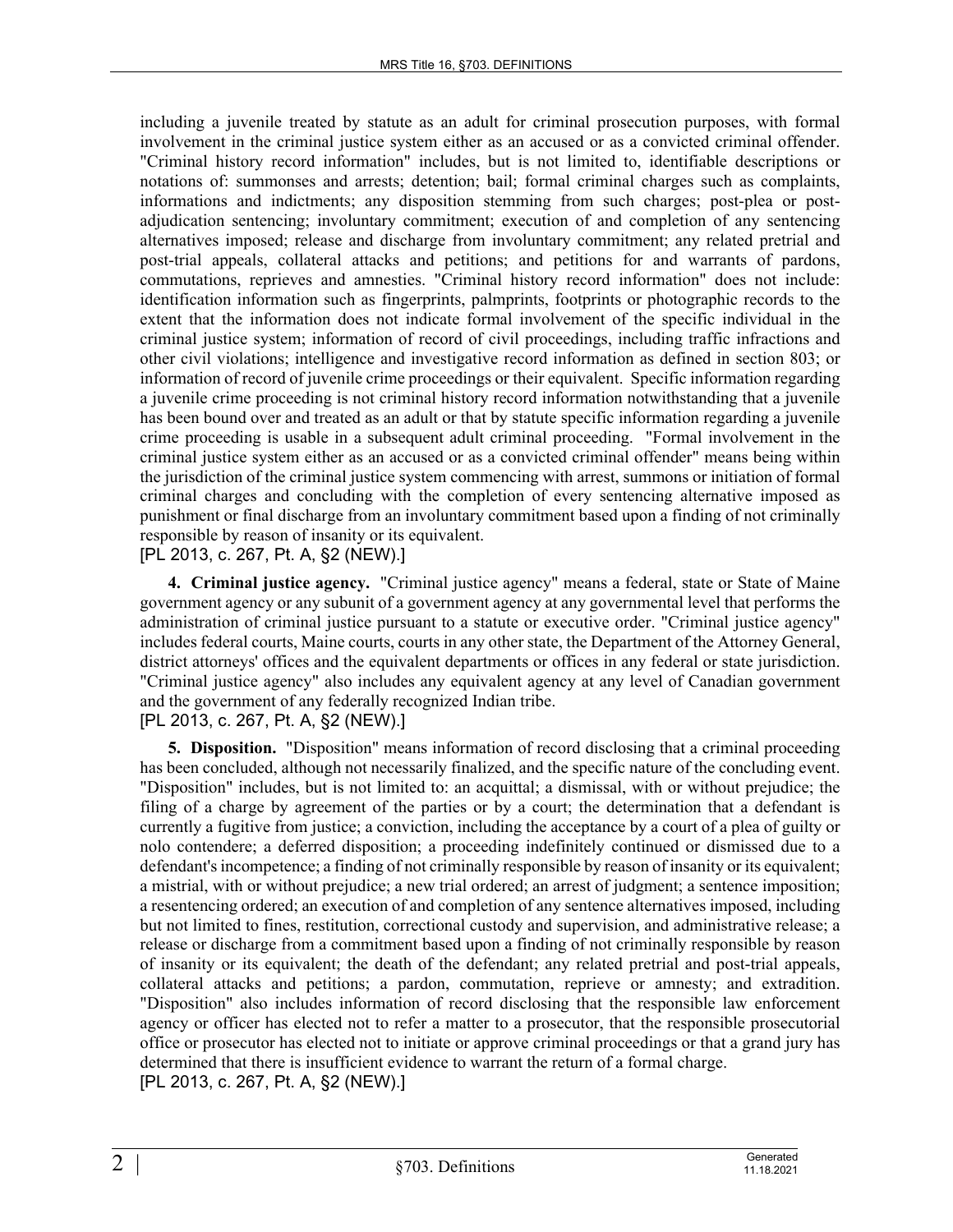including a juvenile treated by statute as an adult for criminal prosecution purposes, with formal involvement in the criminal justice system either as an accused or as a convicted criminal offender. "Criminal history record information" includes, but is not limited to, identifiable descriptions or notations of: summonses and arrests; detention; bail; formal criminal charges such as complaints, informations and indictments; any disposition stemming from such charges; post-plea or post-adjudication sentencing; involuntary commitment; execution of and completion of any sentencing alternatives imposed; release and discharge from involuntary commitment; any related pretrial and post-trial appeals, collateral attacks and petitions; and petitions for and warrants of pardons, commutations, reprieves and amnesties. "Criminal history record information" does not include: identification information such as fingerprints, palmprints, footprints or photographic records to the extent that the information does not indicate formal involvement of the specific individual in the criminal justice system; information of record of civil proceedings, including traffic infractions and other civil violations; intelligence and investigative record information as defined in section 803; or information of record of juvenile crime proceedings or their equivalent. Specific information regarding a juvenile crime proceeding is not criminal history record information notwithstanding that a juvenile has been bound over and treated as an adult or that by statute specific information regarding a juvenile crime proceeding is usable in a subsequent adult criminal proceeding. "Formal involvement in the criminal justice system either as an accused or as a convicted criminal offender" means being within the jurisdiction of the criminal justice system commencing with arrest, summons or initiation of formal criminal charges and concluding with the completion of every sentencing alternative imposed as punishment or final discharge from an involuntary commitment based upon a finding of not criminally responsible by reason of insanity or its equivalent.

[PL 2013, c. 267, Pt. A, §2 (NEW).]

**4. Criminal justice agency.** "Criminal justice agency" means a federal, state or State of Maine government agency or any subunit of a government agency at any governmental level that performs the administration of criminal justice pursuant to a statute or executive order. "Criminal justice agency" includes federal courts, Maine courts, courts in any other state, the Department of the Attorney General, district attorneys' offices and the equivalent departments or offices in any federal or state jurisdiction. "Criminal justice agency" also includes any equivalent agency at any level of Canadian government and the government of any federally recognized Indian tribe.

[PL 2013, c. 267, Pt. A, §2 (NEW).]

**5. Disposition.** "Disposition" means information of record disclosing that a criminal proceeding has been concluded, although not necessarily finalized, and the specific nature of the concluding event. "Disposition" includes, but is not limited to: an acquittal; a dismissal, with or without prejudice; the filing of a charge by agreement of the parties or by a court; the determination that a defendant is currently a fugitive from justice; a conviction, including the acceptance by a court of a plea of guilty or nolo contendere; a deferred disposition; a proceeding indefinitely continued or dismissed due to a defendant's incompetence; a finding of not criminally responsible by reason of insanity or its equivalent; a mistrial, with or without prejudice; a new trial ordered; an arrest of judgment; a sentence imposition; a resentencing ordered; an execution of and completion of any sentence alternatives imposed, including but not limited to fines, restitution, correctional custody and supervision, and administrative release; a release or discharge from a commitment based upon a finding of not criminally responsible by reason of insanity or its equivalent; the death of the defendant; any related pretrial and post-trial appeals, collateral attacks and petitions; a pardon, commutation, reprieve or amnesty; and extradition. "Disposition" also includes information of record disclosing that the responsible law enforcement agency or officer has elected not to refer a matter to a prosecutor, that the responsible prosecutorial office or prosecutor has elected not to initiate or approve criminal proceedings or that a grand jury has determined that there is insufficient evidence to warrant the return of a formal charge.

[PL 2013, c. 267, Pt. A, §2 (NEW).]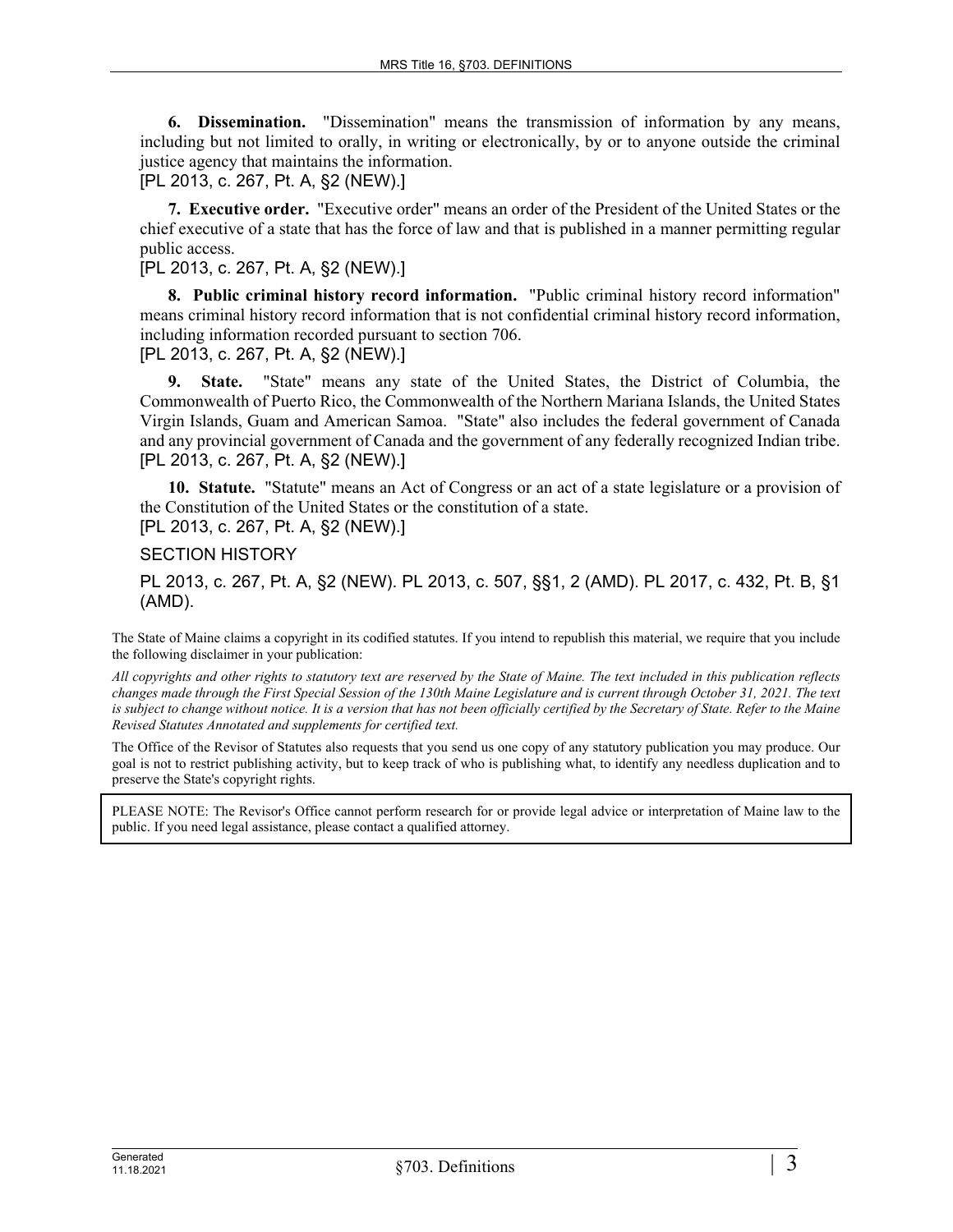**6. Dissemination.** "Dissemination" means the transmission of information by any means, including but not limited to orally, in writing or electronically, by or to anyone outside the criminal justice agency that maintains the information.

[PL 2013, c. 267, Pt. A, §2 (NEW).]

**7. Executive order.** "Executive order" means an order of the President of the United States or the chief executive of a state that has the force of law and that is published in a manner permitting regular public access.

[PL 2013, c. 267, Pt. A, §2 (NEW).]

**8. Public criminal history record information.** "Public criminal history record information" means criminal history record information that is not confidential criminal history record information, including information recorded pursuant to section 706.

[PL 2013, c. 267, Pt. A, §2 (NEW).]

**9. State.** "State" means any state of the United States, the District of Columbia, the Commonwealth of Puerto Rico, the Commonwealth of the Northern Mariana Islands, the United States Virgin Islands, Guam and American Samoa. "State" also includes the federal government of Canada and any provincial government of Canada and the government of any federally recognized Indian tribe.

[PL 2013, c. 267, Pt. A, §2 (NEW).]

**10. Statute.** "Statute" means an Act of Congress or an act of a state legislature or a provision of the Constitution of the United States or the constitution of a state.

[PL 2013, c. 267, Pt. A, §2 (NEW).]

SECTION HISTORY

PL 2013, c. 267, Pt. A, §2 (NEW). PL 2013, c. 507, §§1, 2 (AMD). PL 2017, c. 432, Pt. B, §1 (AMD).

The State of Maine claims a copyright in its codified statutes. If you intend to republish this material, we require that you include the following disclaimer in your publication:

*All copyrights and other rights to statutory text are reserved by the State of Maine. The text included in this publication reflects changes made through the First Special Session of the 130th Maine Legislature and is current through October 31, 2021. The text is subject to change without notice. It is a version that has not been officially certified by the Secretary of State. Refer to the Maine Revised Statutes Annotated and supplements for certified text.*

The Office of the Revisor of Statutes also requests that you send us one copy of any statutory publication you may produce. Our goal is not to restrict publishing activity, but to keep track of who is publishing what, to identify any needless duplication and to preserve the State's copyright rights.

PLEASE NOTE: The Revisor's Office cannot perform research for or provide legal advice or interpretation of Maine law to the public. If you need legal assistance, please contact a qualified attorney.